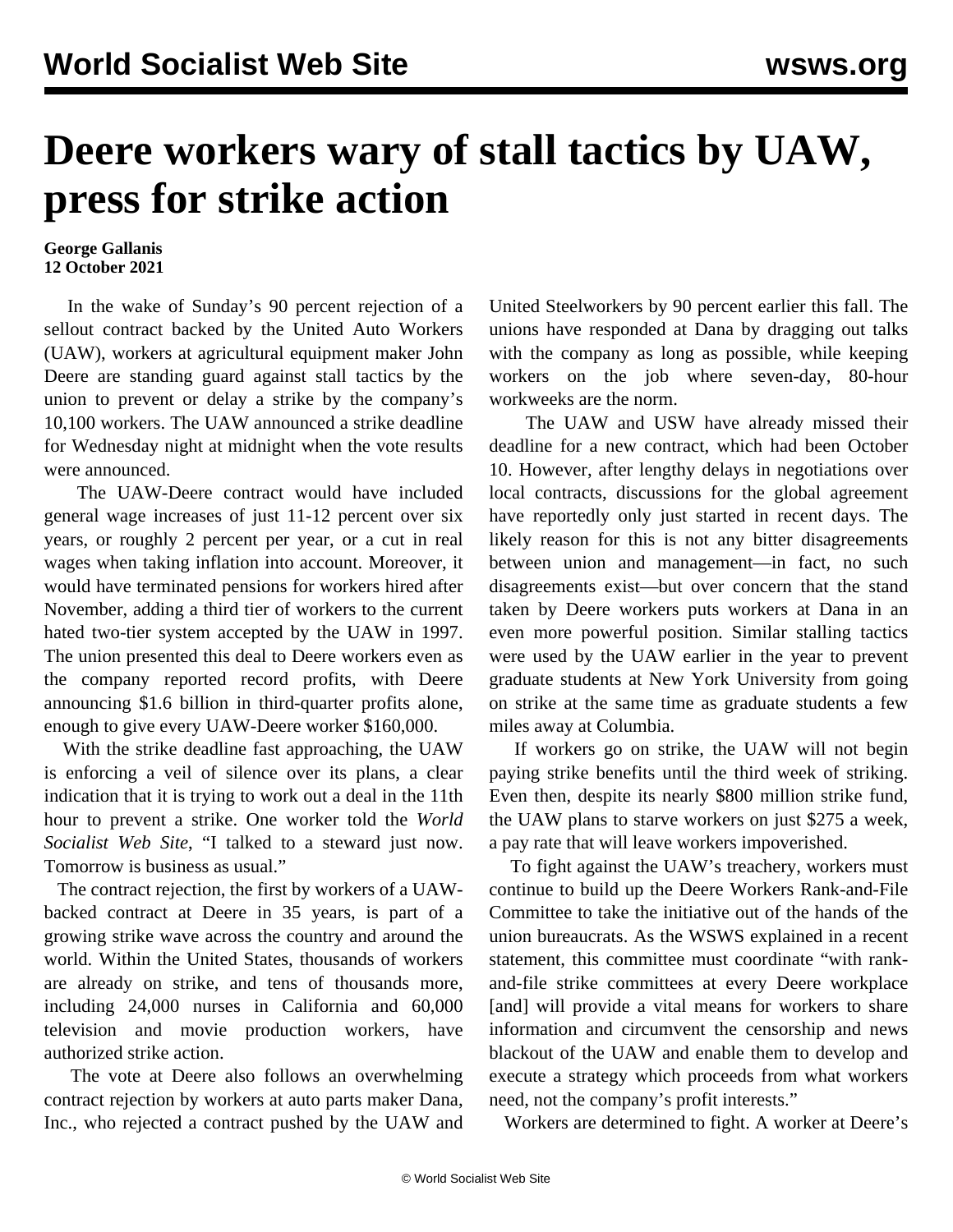# Deere workers wary of stall tactics by UAW, press for strike action

**George Gallanis**
**12 October 2021**

In the wake of Sunday's 90 percent rejection of a sellout contract backed by the United Auto Workers (UAW), workers at agricultural equipment maker John Deere are standing guard against stall tactics by the union to prevent or delay a strike by the company's 10,100 workers. The UAW announced a strike deadline for Wednesday night at midnight when the vote results were announced.

The UAW-Deere contract would have included general wage increases of just 11-12 percent over six years, or roughly 2 percent per year, or a cut in real wages when taking inflation into account. Moreover, it would have terminated pensions for workers hired after November, adding a third tier of workers to the current hated two-tier system accepted by the UAW in 1997. The union presented this deal to Deere workers even as the company reported record profits, with Deere announcing $1.6 billion in third-quarter profits alone, enough to give every UAW-Deere worker $160,000.

With the strike deadline fast approaching, the UAW is enforcing a veil of silence over its plans, a clear indication that it is trying to work out a deal in the 11th hour to prevent a strike. One worker told the *World Socialist Web Site*, "I talked to a steward just now. Tomorrow is business as usual."

The contract rejection, the first by workers of a UAW-backed contract at Deere in 35 years, is part of a growing strike wave across the country and around the world. Within the United States, thousands of workers are already on strike, and tens of thousands more, including 24,000 nurses in California and 60,000 television and movie production workers, have authorized strike action.

The vote at Deere also follows an overwhelming contract rejection by workers at auto parts maker Dana, Inc., who rejected a contract pushed by the UAW and United Steelworkers by 90 percent earlier this fall. The unions have responded at Dana by dragging out talks with the company as long as possible, while keeping workers on the job where seven-day, 80-hour workweeks are the norm.

The UAW and USW have already missed their deadline for a new contract, which had been October 10. However, after lengthy delays in negotiations over local contracts, discussions for the global agreement have reportedly only just started in recent days. The likely reason for this is not any bitter disagreements between union and management—in fact, no such disagreements exist—but over concern that the stand taken by Deere workers puts workers at Dana in an even more powerful position. Similar stalling tactics were used by the UAW earlier in the year to prevent graduate students at New York University from going on strike at the same time as graduate students a few miles away at Columbia.

If workers go on strike, the UAW will not begin paying strike benefits until the third week of striking. Even then, despite its nearly $800 million strike fund, the UAW plans to starve workers on just $275 a week, a pay rate that will leave workers impoverished.

To fight against the UAW's treachery, workers must continue to build up the Deere Workers Rank-and-File Committee to take the initiative out of the hands of the union bureaucrats. As the WSWS explained in a recent statement, this committee must coordinate "with rank-and-file strike committees at every Deere workplace [and] will provide a vital means for workers to share information and circumvent the censorship and news blackout of the UAW and enable them to develop and execute a strategy which proceeds from what workers need, not the company's profit interests."

Workers are determined to fight. A worker at Deere's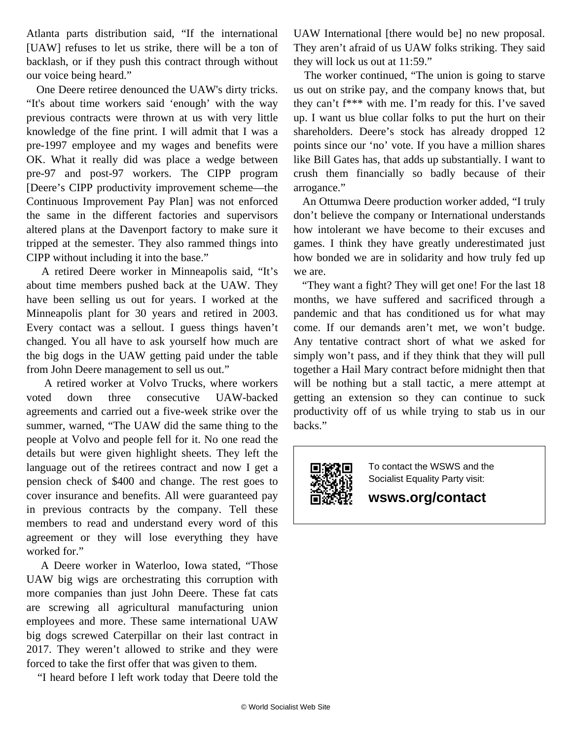Atlanta parts distribution said, "If the international [UAW] refuses to let us strike, there will be a ton of backlash, or if they push this contract through without our voice being heard."

One Deere retiree denounced the UAW's dirty tricks. "It's about time workers said 'enough' with the way previous contracts were thrown at us with very little knowledge of the fine print. I will admit that I was a pre-1997 employee and my wages and benefits were OK. What it really did was place a wedge between pre-97 and post-97 workers. The CIPP program [Deere's CIPP productivity improvement scheme—the Continuous Improvement Pay Plan] was not enforced the same in the different factories and supervisors altered plans at the Davenport factory to make sure it tripped at the semester. They also rammed things into CIPP without including it into the base."

A retired Deere worker in Minneapolis said, "It's about time members pushed back at the UAW. They have been selling us out for years. I worked at the Minneapolis plant for 30 years and retired in 2003. Every contact was a sellout. I guess things haven't changed. You all have to ask yourself how much are the big dogs in the UAW getting paid under the table from John Deere management to sell us out."

A retired worker at Volvo Trucks, where workers voted down three consecutive UAW-backed agreements and carried out a five-week strike over the summer, warned, "The UAW did the same thing to the people at Volvo and people fell for it. No one read the details but were given highlight sheets. They left the language out of the retirees contract and now I get a pension check of $400 and change. The rest goes to cover insurance and benefits. All were guaranteed pay in previous contracts by the company. Tell these members to read and understand every word of this agreement or they will lose everything they have worked for."

A Deere worker in Waterloo, Iowa stated, "Those UAW big wigs are orchestrating this corruption with more companies than just John Deere. These fat cats are screwing all agricultural manufacturing union employees and more. These same international UAW big dogs screwed Caterpillar on their last contract in 2017. They weren't allowed to strike and they were forced to take the first offer that was given to them.

"I heard before I left work today that Deere told the UAW International [there would be] no new proposal. They aren't afraid of us UAW folks striking. They said they will lock us out at 11:59."

The worker continued, "The union is going to starve us out on strike pay, and the company knows that, but they can't f*** with me. I'm ready for this. I've saved up. I want us blue collar folks to put the hurt on their shareholders. Deere's stock has already dropped 12 points since our 'no' vote. If you have a million shares like Bill Gates has, that adds up substantially. I want to crush them financially so badly because of their arrogance."

An Ottumwa Deere production worker added, "I truly don't believe the company or International understands how intolerant we have become to their excuses and games. I think they have greatly underestimated just how bonded we are in solidarity and how truly fed up we are.

"They want a fight? They will get one! For the last 18 months, we have suffered and sacrificed through a pandemic and that has conditioned us for what may come. If our demands aren't met, we won't budge. Any tentative contract short of what we asked for simply won't pass, and if they think that they will pull together a Hail Mary contract before midnight then that will be nothing but a stall tactic, a mere attempt at getting an extension so they can continue to suck productivity off of us while trying to stab us in our backs."

To contact the WSWS and the Socialist Equality Party visit:

**wsws.org/contact**